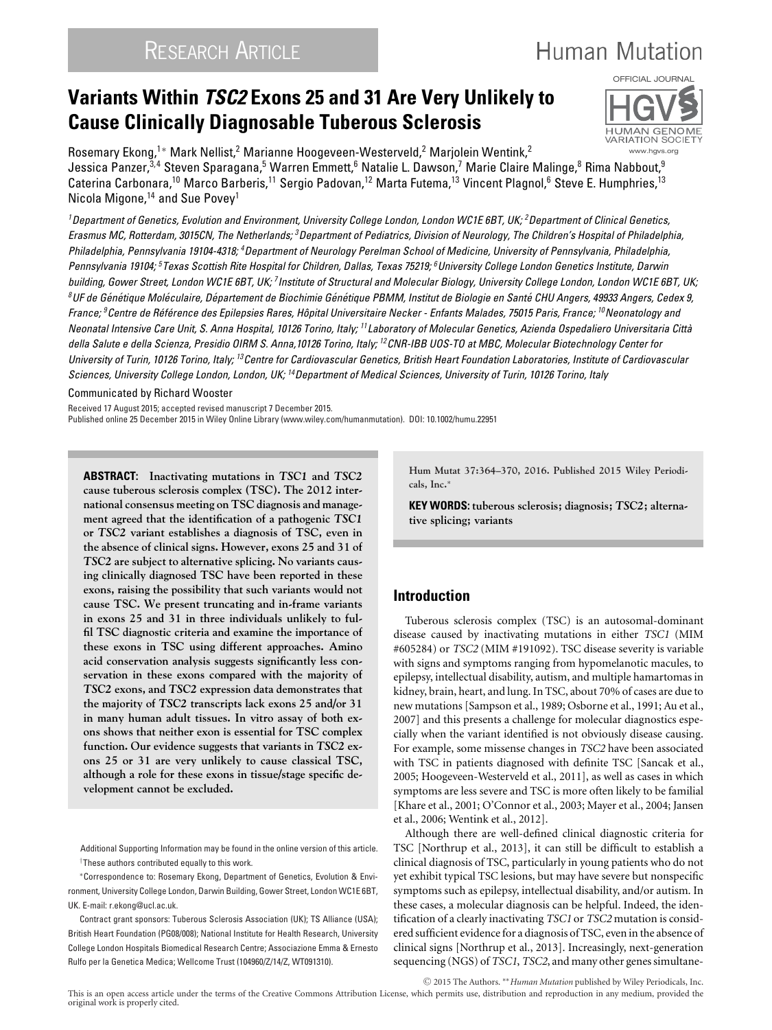# Variants Within *TSC2* Exons 25 and 31 Are Very Unlikely to Cause Clinically Diagnosable Tuberous Sclerosis

Rosemary Ekong,[1*] Mark Nellist,[2] Marianne Hoogeveen-Westerveld,[2] Marjolein Wentink,[2] Jessica Panzer,[3,4] Steven Sparagana,[5] Warren Emmett,[6] Natalie L. Dawson,[7] Marie Claire Malinge,[8] Rima Nabbout,[9] Caterina Carbonara,[10] Marco Barberis,[11] Sergio Padovan,[12] Marta Futema,[13] Vincent Plagnol,[6] Steve E. Humphries,[13] Nicola Migone,[14] and Sue Povey[1]

*[1]Department of Genetics, Evolution and Environment, University College London, London WC1E 6BT, UK; [2]Department of Clinical Genetics, Erasmus MC, Rotterdam, 3015CN, The Netherlands; [3]Department of Pediatrics, Division of Neurology, The Children's Hospital of Philadelphia, Philadelphia, Pennsylvania 19104-4318; [4]Department of Neurology Perelman School of Medicine, University of Pennsylvania, Philadelphia, Pennsylvania 19104; [5]Texas Scottish Rite Hospital for Children, Dallas, Texas 75219; [6]University College London Genetics Institute, Darwin building, Gower Street, London WC1E 6BT, UK; [7]Institute of Structural and Molecular Biology, University College London, London WC1E 6BT, UK; [8]UF de Génétique Moléculaire, Département de Biochimie Génétique PBMM, Institut de Biologie en Santé CHU Angers, 49933 Angers, Cedex 9, France; [9]Centre de Référence des Epilepsies Rares, Hôpital Universitaire Necker - Enfants Malades, 75015 Paris, France; [10]Neonatology and Neonatal Intensive Care Unit, S. Anna Hospital, 10126 Torino, Italy; [11]Laboratory of Molecular Genetics, Azienda Ospedaliero Universitaria Città della Salute e della Scienza, Presidio OIRM S. Anna,10126 Torino, Italy; [12]CNR-IBB UOS-TO at MBC, Molecular Biotechnology Center for University of Turin, 10126 Torino, Italy; [13]Centre for Cardiovascular Genetics, British Heart Foundation Laboratories, Institute of Cardiovascular Sciences, University College London, London, UK; [14]Department of Medical Sciences, University of Turin, 10126 Torino, Italy*

Communicated by Richard Wooster

Received 17 August 2015; accepted revised manuscript 7 December 2015.

Published online 25 December 2015 in Wiley Online Library (www.wiley.com/humanmutation). DOI: 10.1002/humu.22951

**ABSTRACT: Inactivating mutations in *TSC1* and *TSC2* cause tuberous sclerosis complex (TSC). The 2012 international consensus meeting on TSC diagnosis and management agreed that the identification of a pathogenic *TSC1* or *TSC2* variant establishes a diagnosis of TSC, even in the absence of clinical signs. However, exons 25 and 31 of *TSC2* are subject to alternative splicing. No variants causing clinically diagnosed TSC have been reported in these exons, raising the possibility that such variants would not cause TSC. We present truncating and in-frame variants in exons 25 and 31 in three individuals unlikely to fulfil TSC diagnostic criteria and examine the importance of these exons in TSC using different approaches. Amino acid conservation analysis suggests significantly less conservation in these exons compared with the majority of *TSC2* exons, and *TSC2* expression data demonstrates that the majority of *TSC2* transcripts lack exons 25 and/or 31 in many human adult tissues. In vitro assay of both exons shows that neither exon is essential for TSC complex function. Our evidence suggests that variants in *TSC2* exons 25 or 31 are very unlikely to cause classical TSC, although a role for these exons in tissue/stage specific development cannot be excluded.**

Hum Mutat 37:364–370, 2016. Published 2015 Wiley Periodicals, Inc.*

**KEY WORDS: tuberous sclerosis; diagnosis; *TSC2*; alternative splicing; variants**

Additional Supporting Information may be found in the online version of this article.

†These authors contributed equally to this work.

*Correspondence to: Rosemary Ekong, Department of Genetics, Evolution & Environment, University College London, Darwin Building, Gower Street, London WC1E 6BT, UK. E-mail: r.ekong@ucl.ac.uk.

Contract grant sponsors: Tuberous Sclerosis Association (UK); TS Alliance (USA); British Heart Foundation (PG08/008); National Institute for Health Research, University College London Hospitals Biomedical Research Centre; Associazione Emma & Ernesto Rulfo per la Genetica Medica; Wellcome Trust (104960/Z/14/Z, WT091310).

## Introduction

Tuberous sclerosis complex (TSC) is an autosomal-dominant disease caused by inactivating mutations in either *TSC1* (MIM #605284) or *TSC2* (MIM #191092). TSC disease severity is variable with signs and symptoms ranging from hypomelanotic macules, to epilepsy, intellectual disability, autism, and multiple hamartomas in kidney, brain, heart, and lung. In TSC, about 70% of cases are due to new mutations [Sampson et al., 1989; Osborne et al., 1991; Au et al., 2007] and this presents a challenge for molecular diagnostics especially when the variant identified is not obviously disease causing. For example, some missense changes in *TSC2* have been associated with TSC in patients diagnosed with definite TSC [Sancak et al., 2005; Hoogeveen-Westerveld et al., 2011], as well as cases in which symptoms are less severe and TSC is more often likely to be familial [Khare et al., 2001; O'Connor et al., 2003; Mayer et al., 2004; Jansen et al., 2006; Wentink et al., 2012].

Although there are well-defined clinical diagnostic criteria for TSC [Northrup et al., 2013], it can still be difficult to establish a clinical diagnosis of TSC, particularly in young patients who do not yet exhibit typical TSC lesions, but may have severe but nonspecific symptoms such as epilepsy, intellectual disability, and/or autism. In these cases, a molecular diagnosis can be helpful. Indeed, the identification of a clearly inactivating *TSC1* or *TSC2* mutation is considered sufficient evidence for a diagnosis of TSC, even in the absence of clinical signs [Northrup et al., 2013]. Increasingly, next-generation sequencing (NGS) of *TSC1*, *TSC2*, and many other genes simultane-

© 2015 The Authors. ** *Human Mutation* published by Wiley Periodicals, Inc.

This is an open access article under the terms of the Creative Commons Attribution License, which permits use, distribution and reproduction in any medium, provided the original work is properly cited.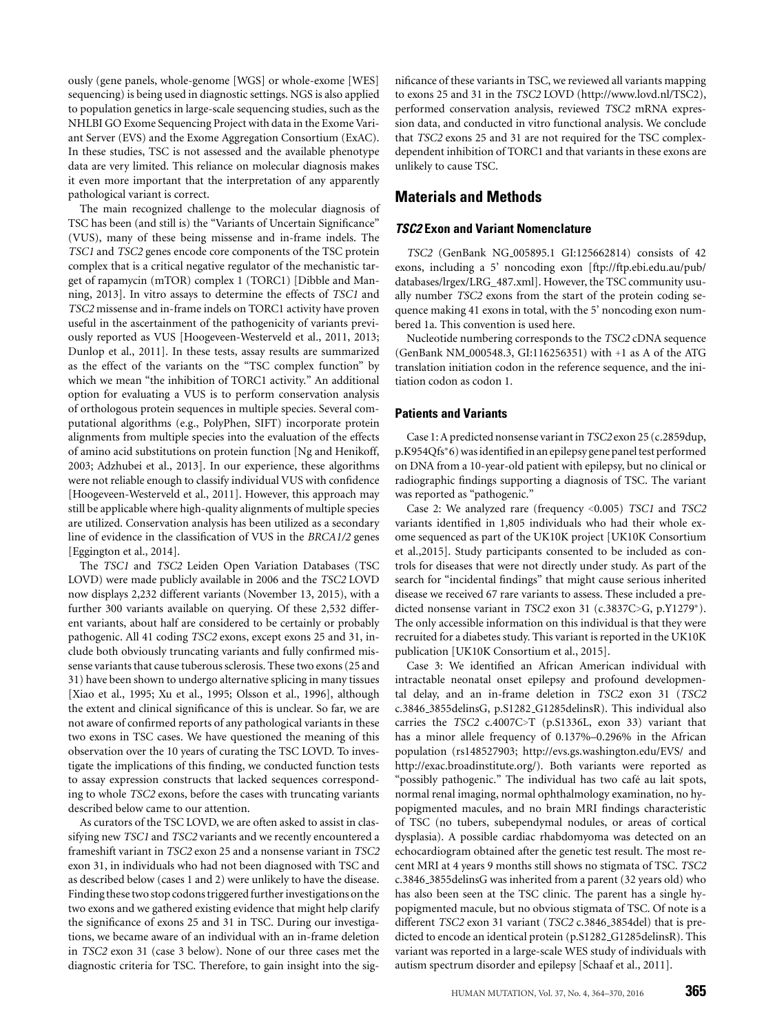ously (gene panels, whole-genome [WGS] or whole-exome [WES] sequencing) is being used in diagnostic settings. NGS is also applied to population genetics in large-scale sequencing studies, such as the NHLBI GO Exome Sequencing Project with data in the Exome Variant Server (EVS) and the Exome Aggregation Consortium (ExAC). In these studies, TSC is not assessed and the available phenotype data are very limited. This reliance on molecular diagnosis makes it even more important that the interpretation of any apparently pathological variant is correct.

The main recognized challenge to the molecular diagnosis of TSC has been (and still is) the "Variants of Uncertain Significance" (VUS), many of these being missense and in-frame indels. The *TSC1* and *TSC2* genes encode core components of the TSC protein complex that is a critical negative regulator of the mechanistic target of rapamycin (mTOR) complex 1 (TORC1) [Dibble and Manning, 2013]. In vitro assays to determine the effects of *TSC1* and *TSC2* missense and in-frame indels on TORC1 activity have proven useful in the ascertainment of the pathogenicity of variants previously reported as VUS [Hoogeveen-Westerveld et al., 2011, 2013; Dunlop et al., 2011]. In these tests, assay results are summarized as the effect of the variants on the "TSC complex function" by which we mean "the inhibition of TORC1 activity." An additional option for evaluating a VUS is to perform conservation analysis of orthologous protein sequences in multiple species. Several computational algorithms (e.g., PolyPhen, SIFT) incorporate protein alignments from multiple species into the evaluation of the effects of amino acid substitutions on protein function [Ng and Henikoff, 2003; Adzhubei et al., 2013]. In our experience, these algorithms were not reliable enough to classify individual VUS with confidence [Hoogeveen-Westerveld et al., 2011]. However, this approach may still be applicable where high-quality alignments of multiple species are utilized. Conservation analysis has been utilized as a secondary line of evidence in the classification of VUS in the *BRCA1/2* genes [Eggington et al., 2014].

The *TSC1* and *TSC2* Leiden Open Variation Databases (TSC LOVD) were made publicly available in 2006 and the *TSC2* LOVD now displays 2,232 different variants (November 13, 2015), with a further 300 variants available on querying. Of these 2,532 different variants, about half are considered to be certainly or probably pathogenic. All 41 coding *TSC2* exons, except exons 25 and 31, include both obviously truncating variants and fully confirmed missense variants that cause tuberous sclerosis. These two exons (25 and 31) have been shown to undergo alternative splicing in many tissues [Xiao et al., 1995; Xu et al., 1995; Olsson et al., 1996], although the extent and clinical significance of this is unclear. So far, we are not aware of confirmed reports of any pathological variants in these two exons in TSC cases. We have questioned the meaning of this observation over the 10 years of curating the TSC LOVD. To investigate the implications of this finding, we conducted function tests to assay expression constructs that lacked sequences corresponding to whole *TSC2* exons, before the cases with truncating variants described below came to our attention.

As curators of the TSC LOVD, we are often asked to assist in classifying new *TSC1* and *TSC2* variants and we recently encountered a frameshift variant in *TSC2* exon 25 and a nonsense variant in *TSC2* exon 31, in individuals who had not been diagnosed with TSC and as described below (cases 1 and 2) were unlikely to have the disease. Finding these two stop codons triggered further investigations on the two exons and we gathered existing evidence that might help clarify the significance of exons 25 and 31 in TSC. During our investigations, we became aware of an individual with an in-frame deletion in *TSC2* exon 31 (case 3 below). None of our three cases met the diagnostic criteria for TSC. Therefore, to gain insight into the significance of these variants in TSC, we reviewed all variants mapping to exons 25 and 31 in the *TSC2* LOVD (http://www.lovd.nl/TSC2), performed conservation analysis, reviewed *TSC2* mRNA expression data, and conducted in vitro functional analysis. We conclude that *TSC2* exons 25 and 31 are not required for the TSC complex-dependent inhibition of TORC1 and that variants in these exons are unlikely to cause TSC.

## Materials and Methods

### *TSC2* Exon and Variant Nomenclature

*TSC2* (GenBank NG_005895.1 GI:125662814) consists of 42 exons, including a 5' noncoding exon [ftp://ftp.ebi.edu.au/pub/databases/lrgex/LRG_487.xml]. However, the TSC community usually number *TSC2* exons from the start of the protein coding sequence making 41 exons in total, with the 5' noncoding exon numbered 1a. This convention is used here.

Nucleotide numbering corresponds to the *TSC2* cDNA sequence (GenBank NM_000548.3, GI:116256351) with +1 as A of the ATG translation initiation codon in the reference sequence, and the initiation codon as codon 1.

### Patients and Variants

Case 1: A predicted nonsense variant in *TSC2* exon 25 (c.2859dup, p.K954Qfs*6) was identified in an epilepsy gene panel test performed on DNA from a 10-year-old patient with epilepsy, but no clinical or radiographic findings supporting a diagnosis of TSC. The variant was reported as "pathogenic."

Case 2: We analyzed rare (frequency <0.005) *TSC1* and *TSC2* variants identified in 1,805 individuals who had their whole exome sequenced as part of the UK10K project [UK10K Consortium et al.,2015]. Study participants consented to be included as controls for diseases that were not directly under study. As part of the search for "incidental findings" that might cause serious inherited disease we received 67 rare variants to assess. These included a predicted nonsense variant in *TSC2* exon 31 (c.3837C>G, p.Y1279*). The only accessible information on this individual is that they were recruited for a diabetes study. This variant is reported in the UK10K publication [UK10K Consortium et al., 2015].

Case 3: We identified an African American individual with intractable neonatal onset epilepsy and profound developmental delay, and an in-frame deletion in *TSC2* exon 31 (*TSC2* c.3846_3855delinsG, p.S1282_G1285delinsR). This individual also carries the *TSC2* c.4007C>T (p.S1336L, exon 33) variant that has a minor allele frequency of 0.137%–0.296% in the African population (rs148527903; http://evs.gs.washington.edu/EVS/ and http://exac.broadinstitute.org/). Both variants were reported as "possibly pathogenic." The individual has two café au lait spots, normal renal imaging, normal ophthalmology examination, no hypopigmented macules, and no brain MRI findings characteristic of TSC (no tubers, subependymal nodules, or areas of cortical dysplasia). A possible cardiac rhabdomyoma was detected on an echocardiogram obtained after the genetic test result. The most recent MRI at 4 years 9 months still shows no stigmata of TSC. *TSC2* c.3846_3855delinsG was inherited from a parent (32 years old) who has also been seen at the TSC clinic. The parent has a single hypopigmented macule, but no obvious stigmata of TSC. Of note is a different *TSC2* exon 31 variant (*TSC2* c.3846_3854del) that is predicted to encode an identical protein (p.S1282_G1285delinsR). This variant was reported in a large-scale WES study of individuals with autism spectrum disorder and epilepsy [Schaaf et al., 2011].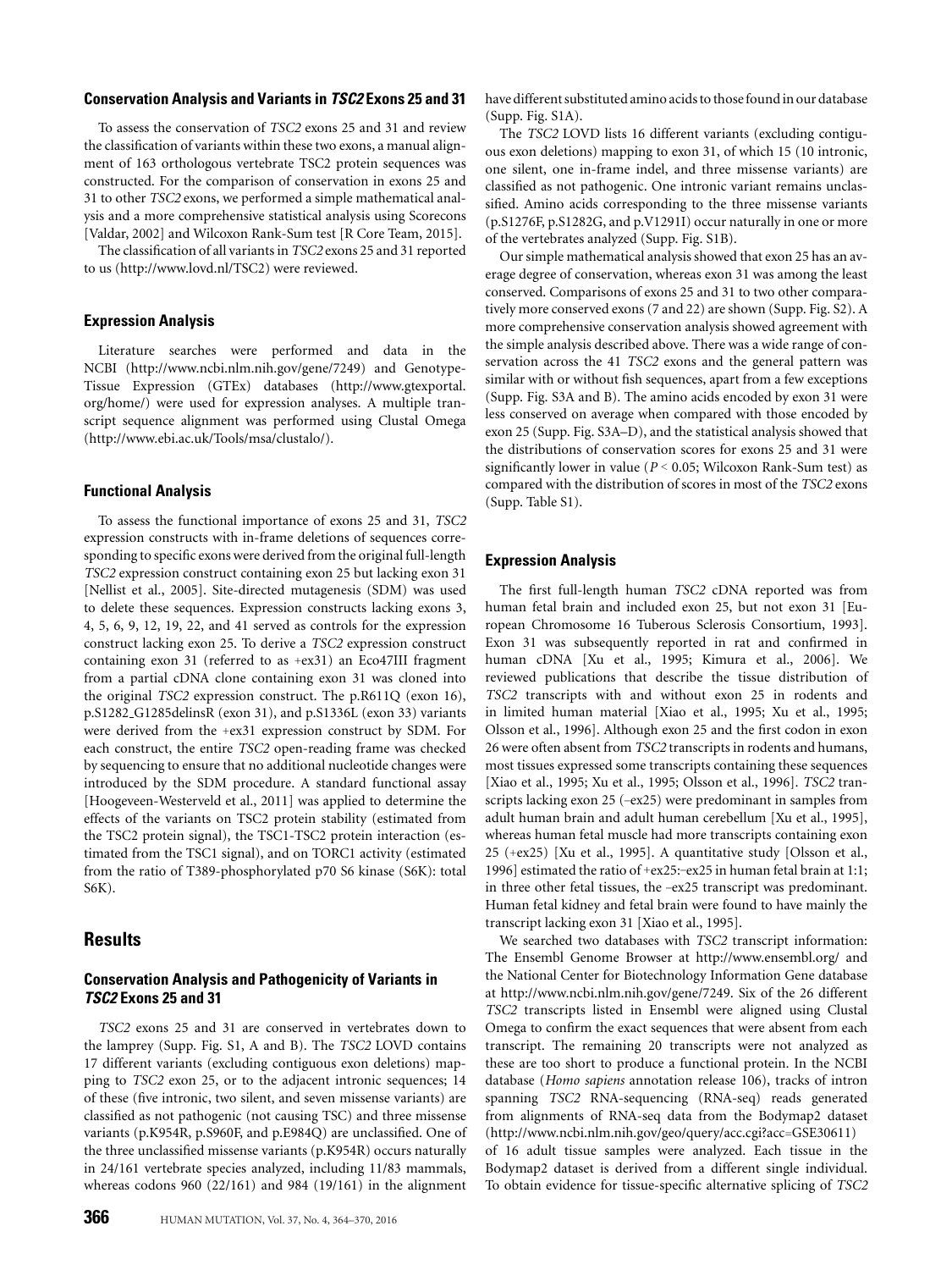### Conservation Analysis and Variants in *TSC2* Exons 25 and 31

To assess the conservation of *TSC2* exons 25 and 31 and review the classification of variants within these two exons, a manual alignment of 163 orthologous vertebrate TSC2 protein sequences was constructed. For the comparison of conservation in exons 25 and 31 to other *TSC2* exons, we performed a simple mathematical analysis and a more comprehensive statistical analysis using Scorecons [Valdar, 2002] and Wilcoxon Rank-Sum test [R Core Team, 2015].

The classification of all variants in *TSC2* exons 25 and 31 reported to us (http://www.lovd.nl/TSC2) were reviewed.

### Expression Analysis

Literature searches were performed and data in the NCBI (http://www.ncbi.nlm.nih.gov/gene/7249) and Genotype-Tissue Expression (GTEx) databases (http://www.gtexportal.org/home/) were used for expression analyses. A multiple transcript sequence alignment was performed using Clustal Omega (http://www.ebi.ac.uk/Tools/msa/clustalo/).

### Functional Analysis

To assess the functional importance of exons 25 and 31, *TSC2* expression constructs with in-frame deletions of sequences corresponding to specific exons were derived from the original full-length *TSC2* expression construct containing exon 25 but lacking exon 31 [Nellist et al., 2005]. Site-directed mutagenesis (SDM) was used to delete these sequences. Expression constructs lacking exons 3, 4, 5, 6, 9, 12, 19, 22, and 41 served as controls for the expression construct lacking exon 25. To derive a *TSC2* expression construct containing exon 31 (referred to as +ex31) an Eco47III fragment from a partial cDNA clone containing exon 31 was cloned into the original *TSC2* expression construct. The p.R611Q (exon 16), p.S1282_G1285delinsR (exon 31), and p.S1336L (exon 33) variants were derived from the +ex31 expression construct by SDM. For each construct, the entire *TSC2* open-reading frame was checked by sequencing to ensure that no additional nucleotide changes were introduced by the SDM procedure. A standard functional assay [Hoogeveen-Westerveld et al., 2011] was applied to determine the effects of the variants on TSC2 protein stability (estimated from the TSC2 protein signal), the TSC1-TSC2 protein interaction (estimated from the TSC1 signal), and on TORC1 activity (estimated from the ratio of T389-phosphorylated p70 S6 kinase (S6K): total S6K).

## Results

### Conservation Analysis and Pathogenicity of Variants in *TSC2* Exons 25 and 31

*TSC2* exons 25 and 31 are conserved in vertebrates down to the lamprey (Supp. Fig. S1, A and B). The *TSC2* LOVD contains 17 different variants (excluding contiguous exon deletions) mapping to *TSC2* exon 25, or to the adjacent intronic sequences; 14 of these (five intronic, two silent, and seven missense variants) are classified as not pathogenic (not causing TSC) and three missense variants (p.K954R, p.S960F, and p.E984Q) are unclassified. One of the three unclassified missense variants (p.K954R) occurs naturally in 24/161 vertebrate species analyzed, including 11/83 mammals, whereas codons 960 (22/161) and 984 (19/161) in the alignment have different substituted amino acids to those found in our database (Supp. Fig. S1A).

The *TSC2* LOVD lists 16 different variants (excluding contiguous exon deletions) mapping to exon 31, of which 15 (10 intronic, one silent, one in-frame indel, and three missense variants) are classified as not pathogenic. One intronic variant remains unclassified. Amino acids corresponding to the three missense variants (p.S1276F, p.S1282G, and p.V1291I) occur naturally in one or more of the vertebrates analyzed (Supp. Fig. S1B).

Our simple mathematical analysis showed that exon 25 has an average degree of conservation, whereas exon 31 was among the least conserved. Comparisons of exons 25 and 31 to two other comparatively more conserved exons (7 and 22) are shown (Supp. Fig. S2). A more comprehensive conservation analysis showed agreement with the simple analysis described above. There was a wide range of conservation across the 41 *TSC2* exons and the general pattern was similar with or without fish sequences, apart from a few exceptions (Supp. Fig. S3A and B). The amino acids encoded by exon 31 were less conserved on average when compared with those encoded by exon 25 (Supp. Fig. S3A–D), and the statistical analysis showed that the distributions of conservation scores for exons 25 and 31 were significantly lower in value ($P < 0.05$; Wilcoxon Rank-Sum test) as compared with the distribution of scores in most of the *TSC2* exons (Supp. Table S1).

### Expression Analysis

The first full-length human *TSC2* cDNA reported was from human fetal brain and included exon 25, but not exon 31 [European Chromosome 16 Tuberous Sclerosis Consortium, 1993]. Exon 31 was subsequently reported in rat and confirmed in human cDNA [Xu et al., 1995; Kimura et al., 2006]. We reviewed publications that describe the tissue distribution of *TSC2* transcripts with and without exon 25 in rodents and in limited human material [Xiao et al., 1995; Xu et al., 1995; Olsson et al., 1996]. Although exon 25 and the first codon in exon 26 were often absent from *TSC2* transcripts in rodents and humans, most tissues expressed some transcripts containing these sequences [Xiao et al., 1995; Xu et al., 1995; Olsson et al., 1996]. *TSC2* transcripts lacking exon 25 (–ex25) were predominant in samples from adult human brain and adult human cerebellum [Xu et al., 1995], whereas human fetal muscle had more transcripts containing exon 25 (+ex25) [Xu et al., 1995]. A quantitative study [Olsson et al., 1996] estimated the ratio of +ex25:–ex25 in human fetal brain at 1:1; in three other fetal tissues, the –ex25 transcript was predominant. Human fetal kidney and fetal brain were found to have mainly the transcript lacking exon 31 [Xiao et al., 1995].

We searched two databases with *TSC2* transcript information: The Ensembl Genome Browser at http://www.ensembl.org/ and the National Center for Biotechnology Information Gene database at http://www.ncbi.nlm.nih.gov/gene/7249. Six of the 26 different *TSC2* transcripts listed in Ensembl were aligned using Clustal Omega to confirm the exact sequences that were absent from each transcript. The remaining 20 transcripts were not analyzed as these are too short to produce a functional protein. In the NCBI database (*Homo sapiens* annotation release 106), tracks of intron spanning *TSC2* RNA-sequencing (RNA-seq) reads generated from alignments of RNA-seq data from the Bodymap2 dataset (http://www.ncbi.nlm.nih.gov/geo/query/acc.cgi?acc=GSE30611) of 16 adult tissue samples were analyzed. Each tissue in the Bodymap2 dataset is derived from a different single individual. To obtain evidence for tissue-specific alternative splicing of *TSC2*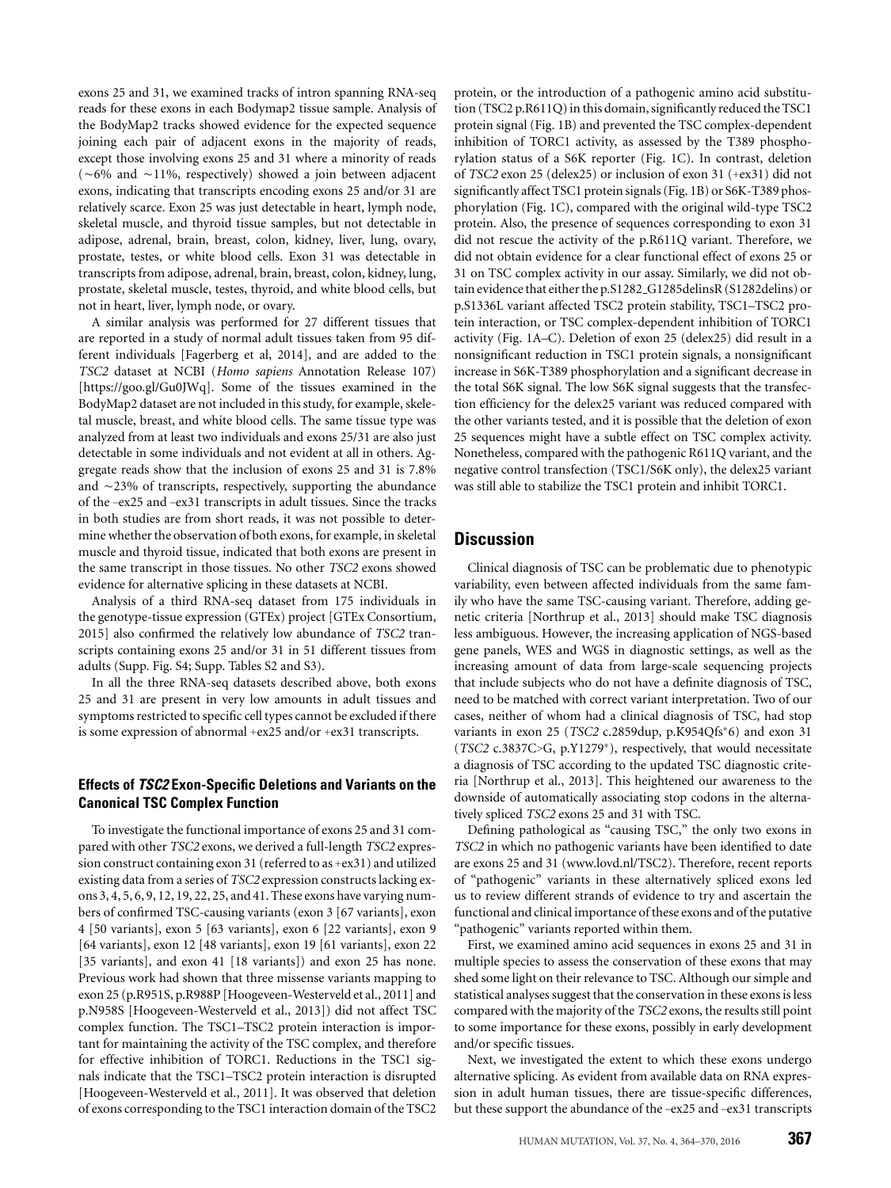exons 25 and 31, we examined tracks of intron spanning RNA-seq reads for these exons in each Bodymap2 tissue sample. Analysis of the BodyMap2 tracks showed evidence for the expected sequence joining each pair of adjacent exons in the majority of reads, except those involving exons 25 and 31 where a minority of reads (~6% and ~11%, respectively) showed a join between adjacent exons, indicating that transcripts encoding exons 25 and/or 31 are relatively scarce. Exon 25 was just detectable in heart, lymph node, skeletal muscle, and thyroid tissue samples, but not detectable in adipose, adrenal, brain, breast, colon, kidney, liver, lung, ovary, prostate, testes, or white blood cells. Exon 31 was detectable in transcripts from adipose, adrenal, brain, breast, colon, kidney, lung, prostate, skeletal muscle, testes, thyroid, and white blood cells, but not in heart, liver, lymph node, or ovary.

A similar analysis was performed for 27 different tissues that are reported in a study of normal adult tissues taken from 95 different individuals [Fagerberg et al, 2014], and are added to the *TSC2* dataset at NCBI (*Homo sapiens* Annotation Release 107) [https://goo.gl/Gu0JWq]. Some of the tissues examined in the BodyMap2 dataset are not included in this study, for example, skeletal muscle, breast, and white blood cells. The same tissue type was analyzed from at least two individuals and exons 25/31 are also just detectable in some individuals and not evident at all in others. Aggregate reads show that the inclusion of exons 25 and 31 is 7.8% and ~23% of transcripts, respectively, supporting the abundance of the –ex25 and –ex31 transcripts in adult tissues. Since the tracks in both studies are from short reads, it was not possible to determine whether the observation of both exons, for example, in skeletal muscle and thyroid tissue, indicated that both exons are present in the same transcript in those tissues. No other *TSC2* exons showed evidence for alternative splicing in these datasets at NCBI.

Analysis of a third RNA-seq dataset from 175 individuals in the genotype-tissue expression (GTEx) project [GTEx Consortium, 2015] also confirmed the relatively low abundance of *TSC2* transcripts containing exons 25 and/or 31 in 51 different tissues from adults (Supp. Fig. S4; Supp. Tables S2 and S3).

In all the three RNA-seq datasets described above, both exons 25 and 31 are present in very low amounts in adult tissues and symptoms restricted to specific cell types cannot be excluded if there is some expression of abnormal +ex25 and/or +ex31 transcripts.

### Effects of *TSC2* Exon-Specific Deletions and Variants on the Canonical TSC Complex Function

To investigate the functional importance of exons 25 and 31 compared with other *TSC2* exons, we derived a full-length *TSC2* expression construct containing exon 31 (referred to as +ex31) and utilized existing data from a series of *TSC2* expression constructs lacking exons 3, 4, 5, 6, 9, 12, 19, 22, 25, and 41. These exons have varying numbers of confirmed TSC-causing variants (exon 3 [67 variants], exon 4 [50 variants], exon 5 [63 variants], exon 6 [22 variants], exon 9 [64 variants], exon 12 [48 variants], exon 19 [61 variants], exon 22 [35 variants], and exon 41 [18 variants]) and exon 25 has none. Previous work had shown that three missense variants mapping to exon 25 (p.R951S, p.R988P [Hoogeveen-Westerveld et al., 2011] and p.N958S [Hoogeveen-Westerveld et al., 2013]) did not affect TSC complex function. The TSC1–TSC2 protein interaction is important for maintaining the activity of the TSC complex, and therefore for effective inhibition of TORC1. Reductions in the TSC1 signals indicate that the TSC1–TSC2 protein interaction is disrupted [Hoogeveen-Westerveld et al., 2011]. It was observed that deletion of exons corresponding to the TSC1 interaction domain of the TSC2 protein, or the introduction of a pathogenic amino acid substitution (TSC2 p.R611Q) in this domain, significantly reduced the TSC1 protein signal (Fig. 1B) and prevented the TSC complex-dependent inhibition of TORC1 activity, as assessed by the T389 phosphorylation status of a S6K reporter (Fig. 1C). In contrast, deletion of *TSC2* exon 25 (delex25) or inclusion of exon 31 (+ex31) did not significantly affect TSC1 protein signals (Fig. 1B) or S6K-T389 phosphorylation (Fig. 1C), compared with the original wild-type TSC2 protein. Also, the presence of sequences corresponding to exon 31 did not rescue the activity of the p.R611Q variant. Therefore, we did not obtain evidence for a clear functional effect of exons 25 or 31 on TSC complex activity in our assay. Similarly, we did not obtain evidence that either the p.S1282_G1285delinsR (S1282delins) or p.S1336L variant affected TSC2 protein stability, TSC1–TSC2 protein interaction, or TSC complex-dependent inhibition of TORC1 activity (Fig. 1A–C). Deletion of exon 25 (delex25) did result in a nonsignificant reduction in TSC1 protein signals, a nonsignificant increase in S6K-T389 phosphorylation and a significant decrease in the total S6K signal. The low S6K signal suggests that the transfection efficiency for the delex25 variant was reduced compared with the other variants tested, and it is possible that the deletion of exon 25 sequences might have a subtle effect on TSC complex activity. Nonetheless, compared with the pathogenic R611Q variant, and the negative control transfection (TSC1/S6K only), the delex25 variant was still able to stabilize the TSC1 protein and inhibit TORC1.

## Discussion

Clinical diagnosis of TSC can be problematic due to phenotypic variability, even between affected individuals from the same family who have the same TSC-causing variant. Therefore, adding genetic criteria [Northrup et al., 2013] should make TSC diagnosis less ambiguous. However, the increasing application of NGS-based gene panels, WES and WGS in diagnostic settings, as well as the increasing amount of data from large-scale sequencing projects that include subjects who do not have a definite diagnosis of TSC, need to be matched with correct variant interpretation. Two of our cases, neither of whom had a clinical diagnosis of TSC, had stop variants in exon 25 (*TSC2* c.2859dup, p.K954Qfs*6) and exon 31 (*TSC2* c.3837C>G, p.Y1279*), respectively, that would necessitate a diagnosis of TSC according to the updated TSC diagnostic criteria [Northrup et al., 2013]. This heightened our awareness to the downside of automatically associating stop codons in the alternatively spliced *TSC2* exons 25 and 31 with TSC.

Defining pathological as "causing TSC," the only two exons in *TSC2* in which no pathogenic variants have been identified to date are exons 25 and 31 (www.lovd.nl/TSC2). Therefore, recent reports of "pathogenic" variants in these alternatively spliced exons led us to review different strands of evidence to try and ascertain the functional and clinical importance of these exons and of the putative "pathogenic" variants reported within them.

First, we examined amino acid sequences in exons 25 and 31 in multiple species to assess the conservation of these exons that may shed some light on their relevance to TSC. Although our simple and statistical analyses suggest that the conservation in these exons is less compared with the majority of the *TSC2* exons, the results still point to some importance for these exons, possibly in early development and/or specific tissues.

Next, we investigated the extent to which these exons undergo alternative splicing. As evident from available data on RNA expression in adult human tissues, there are tissue-specific differences, but these support the abundance of the –ex25 and –ex31 transcripts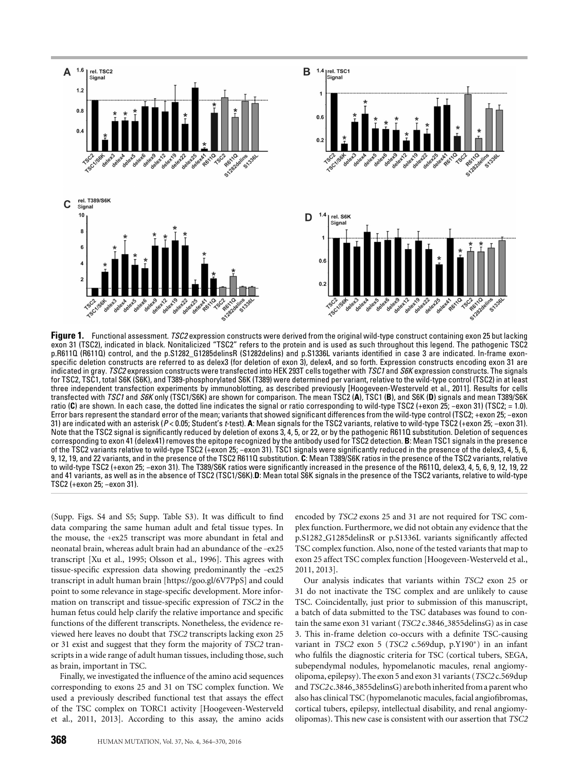**Figure 1.** Functional assessment. *TSC2* expression constructs were derived from the original wild-type construct containing exon 25 but lacking exon 31 (TSC2), indicated in black. Nonitalicized "TSC2" refers to the protein and is used as such throughout this legend. The pathogenic TSC2 p.R611Q (R611Q) control, and the p.S1282_G1285delinsR (S1282delins) and p.S1336L variants identified in case 3 are indicated. In-frame exon-specific deletion constructs are referred to as delex3 (for deletion of exon 3), delex4, and so forth. Expression constructs encoding exon 31 are indicated in gray. *TSC2* expression constructs were transfected into HEK 293T cells together with *TSC1* and *S6K* expression constructs. The signals for TSC2, TSC1, total S6K (S6K), and T389-phosphorylated S6K (T389) were determined per variant, relative to the wild-type control (TSC2) in at least three independent transfection experiments by immunoblotting, as described previously [Hoogeveen-Westerveld et al., 2011]. Results for cells transfected with *TSC1* and *S6K* only (TSC1/S6K) are shown for comparison. The mean TSC2 (**A**), TSC1 (**B**), and S6K (**D**) signals and mean T389/S6K ratio (**C**) are shown. In each case, the dotted line indicates the signal or ratio corresponding to wild-type TSC2 (+exon 25; –exon 31) (TSC2; = 1.0). Error bars represent the standard error of the mean; variants that showed significant differences from the wild-type control (TSC2; +exon 25; –exon 31) are indicated with an asterisk ($P < 0.05$; Student's *t*-test). **A**: Mean signals for the TSC2 variants, relative to wild-type TSC2 (+exon 25; –exon 31). Note that the TSC2 signal is significantly reduced by deletion of exons 3, 4, 5, or 22, or by the pathogenic R611Q substitution. Deletion of sequences corresponding to exon 41 (delex41) removes the epitope recognized by the antibody used for TSC2 detection. **B**: Mean TSC1 signals in the presence of the TSC2 variants relative to wild-type TSC2 (+exon 25; –exon 31). TSC1 signals were significantly reduced in the presence of the delex3, 4, 5, 6, 9, 12, 19, and 22 variants, and in the presence of the TSC2 R611Q substitution. **C**: Mean T389/S6K ratios in the presence of the TSC2 variants, relative to wild-type TSC2 (+exon 25; –exon 31). The T389/S6K ratios were significantly increased in the presence of the R611Q, delex3, 4, 5, 6, 9, 12, 19, 22 and 41 variants, as well as in the absence of TSC2 (TSC1/S6K). **D**: Mean total S6K signals in the presence of the TSC2 variants, relative to wild-type TSC2 (+exon 25; –exon 31).

(Supp. Figs. S4 and S5; Supp. Table S3). It was difficult to find data comparing the same human adult and fetal tissue types. In the mouse, the +ex25 transcript was more abundant in fetal and neonatal brain, whereas adult brain had an abundance of the –ex25 transcript [Xu et al., 1995; Olsson et al., 1996]. This agrees with tissue-specific expression data showing predominantly the –ex25 transcript in adult human brain [https://goo.gl/6V7PpS] and could point to some relevance in stage-specific development. More information on transcript and tissue-specific expression of *TSC2* in the human fetus could help clarify the relative importance and specific functions of the different transcripts. Nonetheless, the evidence reviewed here leaves no doubt that *TSC2* transcripts lacking exon 25 or 31 exist and suggest that they form the majority of *TSC2* transcripts in a wide range of adult human tissues, including those, such as brain, important in TSC.

Finally, we investigated the influence of the amino acid sequences corresponding to exons 25 and 31 on TSC complex function. We used a previously described functional test that assays the effect of the TSC complex on TORC1 activity [Hoogeveen-Westerveld et al., 2011, 2013]. According to this assay, the amino acids encoded by *TSC2* exons 25 and 31 are not required for TSC complex function. Furthermore, we did not obtain any evidence that the p.S1282_G1285delinsR or p.S1336L variants significantly affected TSC complex function. Also, none of the tested variants that map to exon 25 affect TSC complex function [Hoogeveen-Westerveld et al., 2011, 2013].

Our analysis indicates that variants within *TSC2* exon 25 or 31 do not inactivate the TSC complex and are unlikely to cause TSC. Coincidentally, just prior to submission of this manuscript, a batch of data submitted to the TSC databases was found to contain the same exon 31 variant (*TSC2* c.3846_3855delinsG) as in case 3. This in-frame deletion co-occurs with a definite TSC-causing variant in *TSC2* exon 5 (*TSC2* c.569dup, p.Y190*) in an infant who fulfils the diagnostic criteria for TSC (cortical tubers, SEGA, subependymal nodules, hypomelanotic macules, renal angiomyolipoma, epilepsy). The exon 5 and exon 31 variants (*TSC2* c.569dup and *TSC2* c.3846_3855delinsG) are both inherited from a parent who also has clinical TSC (hypomelanotic macules, facial angiofibromas, cortical tubers, epilepsy, intellectual disability, and renal angiomyolipomas). This new case is consistent with our assertion that *TSC2*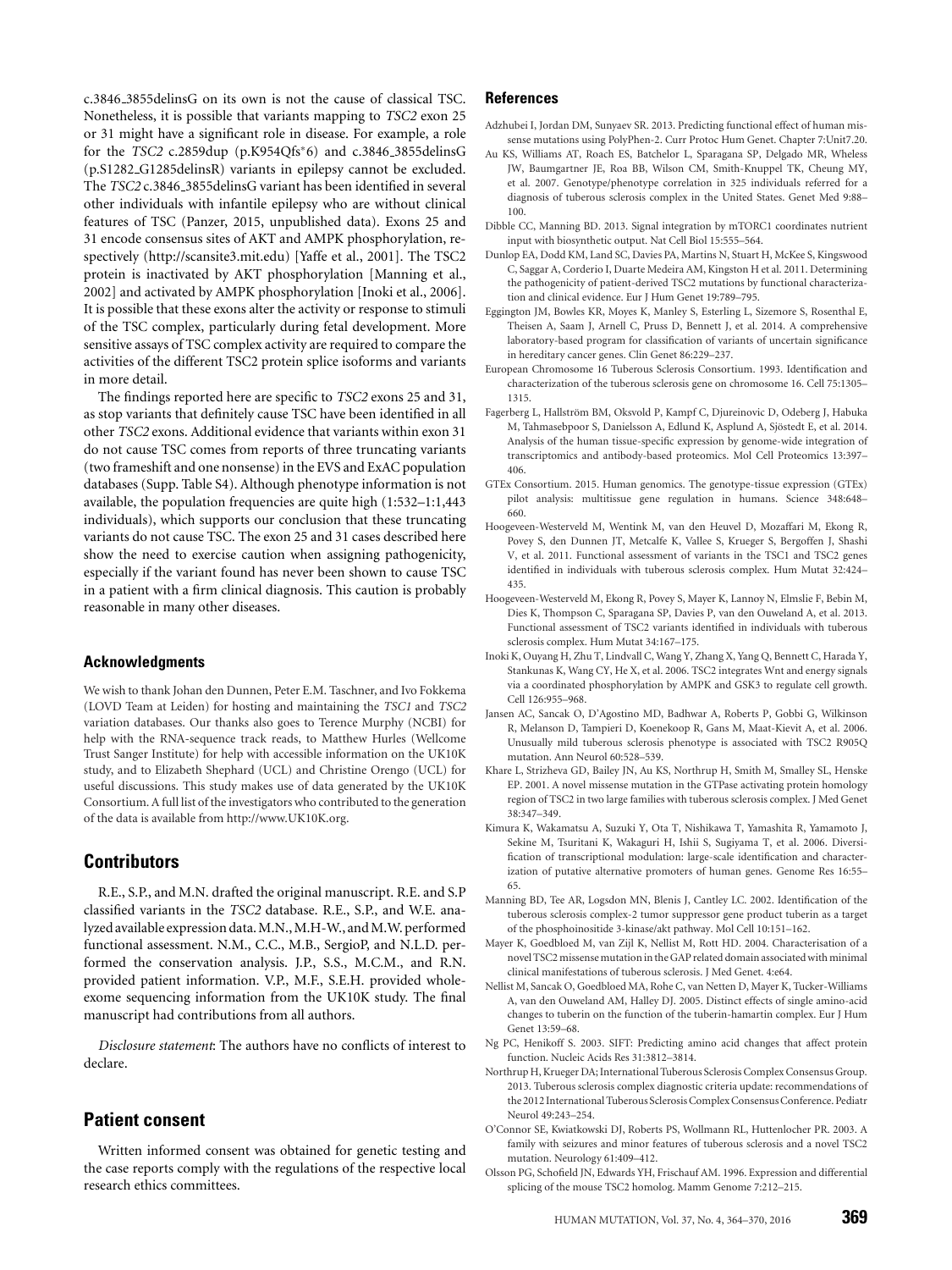c.3846_3855delinsG on its own is not the cause of classical TSC. Nonetheless, it is possible that variants mapping to *TSC2* exon 25 or 31 might have a significant role in disease. For example, a role for the *TSC2* c.2859dup (p.K954Qfs*6) and c.3846_3855delinsG (p.S1282_G1285delinsR) variants in epilepsy cannot be excluded. The *TSC2* c.3846_3855delinsG variant has been identified in several other individuals with infantile epilepsy who are without clinical features of TSC (Panzer, 2015, unpublished data). Exons 25 and 31 encode consensus sites of AKT and AMPK phosphorylation, respectively (http://scansite3.mit.edu) [Yaffe et al., 2001]. The TSC2 protein is inactivated by AKT phosphorylation [Manning et al., 2002] and activated by AMPK phosphorylation [Inoki et al., 2006]. It is possible that these exons alter the activity or response to stimuli of the TSC complex, particularly during fetal development. More sensitive assays of TSC complex activity are required to compare the activities of the different TSC2 protein splice isoforms and variants in more detail.

The findings reported here are specific to *TSC2* exons 25 and 31, as stop variants that definitely cause TSC have been identified in all other *TSC2* exons. Additional evidence that variants within exon 31 do not cause TSC comes from reports of three truncating variants (two frameshift and one nonsense) in the EVS and ExAC population databases (Supp. Table S4). Although phenotype information is not available, the population frequencies are quite high (1:532–1:1,443 individuals), which supports our conclusion that these truncating variants do not cause TSC. The exon 25 and 31 cases described here show the need to exercise caution when assigning pathogenicity, especially if the variant found has never been shown to cause TSC in a patient with a firm clinical diagnosis. This caution is probably reasonable in many other diseases.

## Acknowledgments

We wish to thank Johan den Dunnen, Peter E.M. Taschner, and Ivo Fokkema (LOVD Team at Leiden) for hosting and maintaining the *TSC1* and *TSC2* variation databases. Our thanks also goes to Terence Murphy (NCBI) for help with the RNA-sequence track reads, to Matthew Hurles (Wellcome Trust Sanger Institute) for help with accessible information on the UK10K study, and to Elizabeth Shephard (UCL) and Christine Orengo (UCL) for useful discussions. This study makes use of data generated by the UK10K Consortium. A full list of the investigators who contributed to the generation of the data is available from http://www.UK10K.org.

## Contributors

R.E., S.P., and M.N. drafted the original manuscript. R.E. and S.P classified variants in the *TSC2* database. R.E., S.P., and W.E. analyzed available expression data. M.N., M.H-W., and M.W. performed functional assessment. N.M., C.C., M.B., SergioP, and N.L.D. performed the conservation analysis. J.P., S.S., M.C.M., and R.N. provided patient information. V.P., M.F., S.E.H. provided whole-exome sequencing information from the UK10K study. The final manuscript had contributions from all authors.

*Disclosure statement*: The authors have no conflicts of interest to declare.

## Patient consent

Written informed consent was obtained for genetic testing and the case reports comply with the regulations of the respective local research ethics committees.

## References

Adzhubei I, Jordan DM, Sunyaev SR. 2013. Predicting functional effect of human missense mutations using PolyPhen-2. Curr Protoc Hum Genet. Chapter 7:Unit7.20.

Au KS, Williams AT, Roach ES, Batchelor L, Sparagana SP, Delgado MR, Wheless JW, Baumgartner JE, Roa BB, Wilson CM, Smith-Knuppel TK, Cheung MY, et al. 2007. Genotype/phenotype correlation in 325 individuals referred for a diagnosis of tuberous sclerosis complex in the United States. Genet Med 9:88–100.

Dibble CC, Manning BD. 2013. Signal integration by mTORC1 coordinates nutrient input with biosynthetic output. Nat Cell Biol 15:555–564.

Dunlop EA, Dodd KM, Land SC, Davies PA, Martins N, Stuart H, McKee S, Kingswood C, Saggar A, Corderio I, Duarte Medeira AM, Kingston H et al. 2011. Determining the pathogenicity of patient-derived TSC2 mutations by functional characterization and clinical evidence. Eur J Hum Genet 19:789–795.

Eggington JM, Bowles KR, Moyes K, Manley S, Esterling L, Sizemore S, Rosenthal E, Theisen A, Saam J, Arnell C, Pruss D, Bennett J, et al. 2014. A comprehensive laboratory-based program for classification of variants of uncertain significance in hereditary cancer genes. Clin Genet 86:229–237.

European Chromosome 16 Tuberous Sclerosis Consortium. 1993. Identification and characterization of the tuberous sclerosis gene on chromosome 16. Cell 75:1305–1315.

Fagerberg L, Hallström BM, Oksvold P, Kampf C, Djureinovic D, Odeberg J, Habuka M, Tahmasebpoor S, Danielsson A, Edlund K, Asplund A, Sjöstedt E, et al. 2014. Analysis of the human tissue-specific expression by genome-wide integration of transcriptomics and antibody-based proteomics. Mol Cell Proteomics 13:397–406.

GTEx Consortium. 2015. Human genomics. The genotype-tissue expression (GTEx) pilot analysis: multitissue gene regulation in humans. Science 348:648–660.

Hoogeveen-Westerveld M, Wentink M, van den Heuvel D, Mozaffari M, Ekong R, Povey S, den Dunnen JT, Metcalfe K, Vallee S, Krueger S, Bergoffen J, Shashi V, et al. 2011. Functional assessment of variants in the TSC1 and TSC2 genes identified in individuals with tuberous sclerosis complex. Hum Mutat 32:424–435.

Hoogeveen-Westerveld M, Ekong R, Povey S, Mayer K, Lannoy N, Elmslie F, Bebin M, Dies K, Thompson C, Sparagana SP, Davies P, van den Ouweland A, et al. 2013. Functional assessment of TSC2 variants identified in individuals with tuberous sclerosis complex. Hum Mutat 34:167–175.

Inoki K, Ouyang H, Zhu T, Lindvall C, Wang Y, Zhang X, Yang Q, Bennett C, Harada Y, Stankunas K, Wang CY, He X, et al. 2006. TSC2 integrates Wnt and energy signals via a coordinated phosphorylation by AMPK and GSK3 to regulate cell growth. Cell 126:955–968.

Jansen AC, Sancak O, D'Agostino MD, Badhwar A, Roberts P, Gobbi G, Wilkinson R, Melanson D, Tampieri D, Koenekoop R, Gans M, Maat-Kievit A, et al. 2006. Unusually mild tuberous sclerosis phenotype is associated with TSC2 R905Q mutation. Ann Neurol 60:528–539.

Khare L, Strizheva GD, Bailey JN, Au KS, Northrup H, Smith M, Smalley SL, Henske EP. 2001. A novel missense mutation in the GTPase activating protein homology region of TSC2 in two large families with tuberous sclerosis complex. J Med Genet 38:347–349.

Kimura K, Wakamatsu A, Suzuki Y, Ota T, Nishikawa T, Yamashita R, Yamamoto J, Sekine M, Tsuritani K, Wakaguri H, Ishii S, Sugiyama T, et al. 2006. Diversification of transcriptional modulation: large-scale identification and characterization of putative alternative promoters of human genes. Genome Res 16:55–65.

Manning BD, Tee AR, Logsdon MN, Blenis J, Cantley LC. 2002. Identification of the tuberous sclerosis complex-2 tumor suppressor gene product tuberin as a target of the phosphoinositide 3-kinase/akt pathway. Mol Cell 10:151–162.

Mayer K, Goedbloed M, van Zijl K, Nellist M, Rott HD. 2004. Characterisation of a novel TSC2 missense mutation in the GAP related domain associated with minimal clinical manifestations of tuberous sclerosis. J Med Genet. 4:e64.

Nellist M, Sancak O, Goedbloed MA, Rohe C, van Netten D, Mayer K, Tucker-Williams A, van den Ouweland AM, Halley DJ. 2005. Distinct effects of single amino-acid changes to tuberin on the function of the tuberin-hamartin complex. Eur J Hum Genet 13:59–68.

Ng PC, Henikoff S. 2003. SIFT: Predicting amino acid changes that affect protein function. Nucleic Acids Res 31:3812–3814.

Northrup H, Krueger DA; International Tuberous Sclerosis Complex Consensus Group. 2013. Tuberous sclerosis complex diagnostic criteria update: recommendations of the 2012 International Tuberous Sclerosis Complex Consensus Conference. Pediatr Neurol 49:243–254.

O'Connor SE, Kwiatkowski DJ, Roberts PS, Wollmann RL, Huttenlocher PR. 2003. A family with seizures and minor features of tuberous sclerosis and a novel TSC2 mutation. Neurology 61:409–412.

Olsson PG, Schofield JN, Edwards YH, Frischauf AM. 1996. Expression and differential splicing of the mouse TSC2 homolog. Mamm Genome 7:212–215.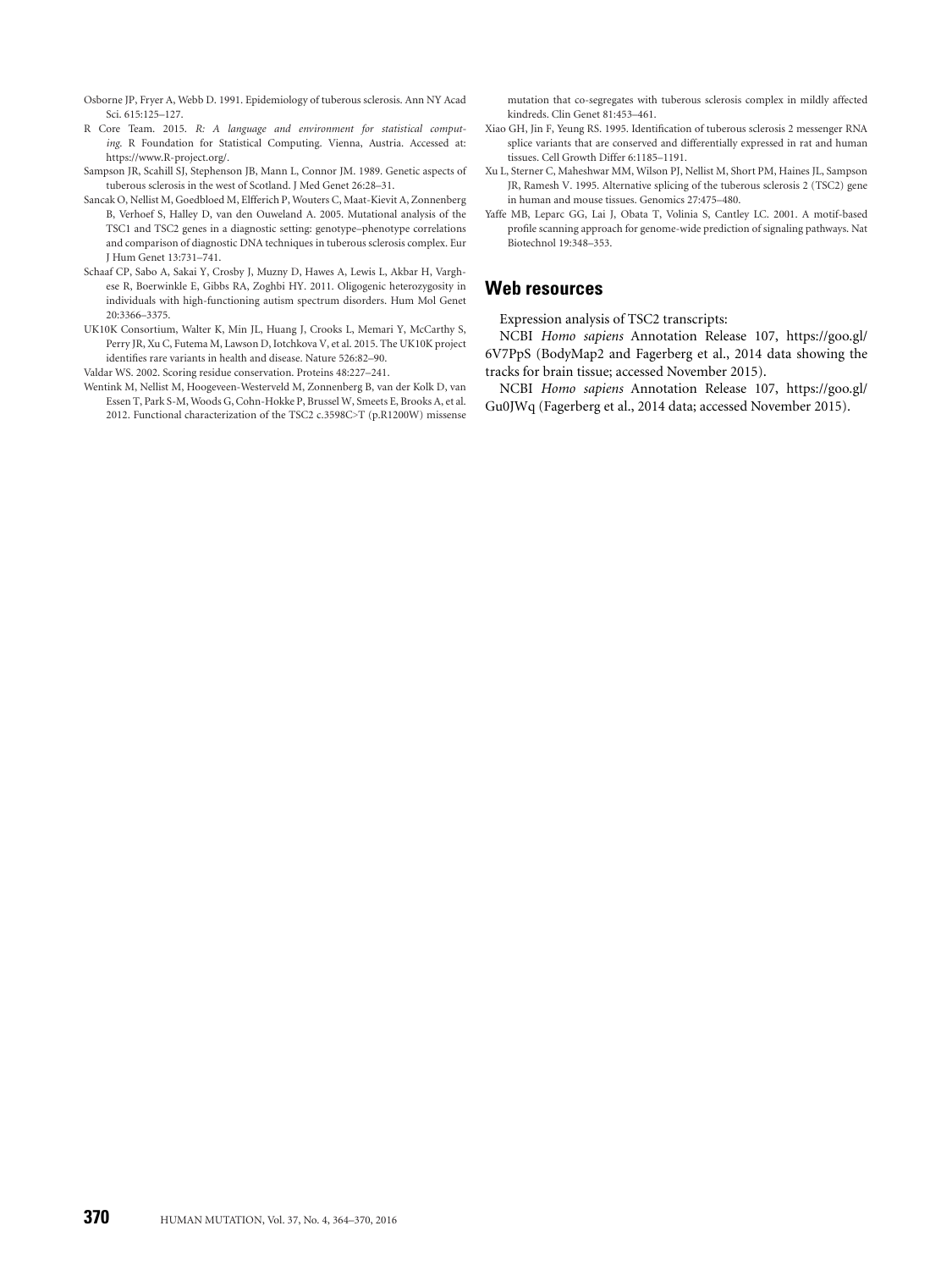Osborne JP, Fryer A, Webb D. 1991. Epidemiology of tuberous sclerosis. Ann NY Acad Sci. 615:125–127.

R Core Team. 2015. *R: A language and environment for statistical computing*. R Foundation for Statistical Computing. Vienna, Austria. Accessed at: https://www.R-project.org/.

Sampson JR, Scahill SJ, Stephenson JB, Mann L, Connor JM. 1989. Genetic aspects of tuberous sclerosis in the west of Scotland. J Med Genet 26:28–31.

Sancak O, Nellist M, Goedbloed M, Elfferich P, Wouters C, Maat-Kievit A, Zonnenberg B, Verhoef S, Halley D, van den Ouweland A. 2005. Mutational analysis of the TSC1 and TSC2 genes in a diagnostic setting: genotype–phenotype correlations and comparison of diagnostic DNA techniques in tuberous sclerosis complex. Eur J Hum Genet 13:731–741.

Schaaf CP, Sabo A, Sakai Y, Crosby J, Muzny D, Hawes A, Lewis L, Akbar H, Varghese R, Boerwinkle E, Gibbs RA, Zoghbi HY. 2011. Oligogenic heterozygosity in individuals with high-functioning autism spectrum disorders. Hum Mol Genet 20:3366–3375.

UK10K Consortium, Walter K, Min JL, Huang J, Crooks L, Memari Y, McCarthy S, Perry JR, Xu C, Futema M, Lawson D, Iotchkova V, et al. 2015. The UK10K project identifies rare variants in health and disease. Nature 526:82–90.

Valdar WS. 2002. Scoring residue conservation. Proteins 48:227–241.

Wentink M, Nellist M, Hoogeveen-Westerveld M, Zonnenberg B, van der Kolk D, van Essen T, Park S-M, Woods G, Cohn-Hokke P, Brussel W, Smeets E, Brooks A, et al. 2012. Functional characterization of the TSC2 c.3598C>T (p.R1200W) missense mutation that co-segregates with tuberous sclerosis complex in mildly affected kindreds. Clin Genet 81:453–461.

Xiao GH, Jin F, Yeung RS. 1995. Identification of tuberous sclerosis 2 messenger RNA splice variants that are conserved and differentially expressed in rat and human tissues. Cell Growth Differ 6:1185–1191.

Xu L, Sterner C, Maheshwar MM, Wilson PJ, Nellist M, Short PM, Haines JL, Sampson JR, Ramesh V. 1995. Alternative splicing of the tuberous sclerosis 2 (TSC2) gene in human and mouse tissues. Genomics 27:475–480.

Yaffe MB, Leparc GG, Lai J, Obata T, Volinia S, Cantley LC. 2001. A motif-based profile scanning approach for genome-wide prediction of signaling pathways. Nat Biotechnol 19:348–353.

## Web resources

Expression analysis of TSC2 transcripts:

NCBI *Homo sapiens* Annotation Release 107, https://goo.gl/6V7PpS (BodyMap2 and Fagerberg et al., 2014 data showing the tracks for brain tissue; accessed November 2015).

NCBI *Homo sapiens* Annotation Release 107, https://goo.gl/Gu0JWq (Fagerberg et al., 2014 data; accessed November 2015).